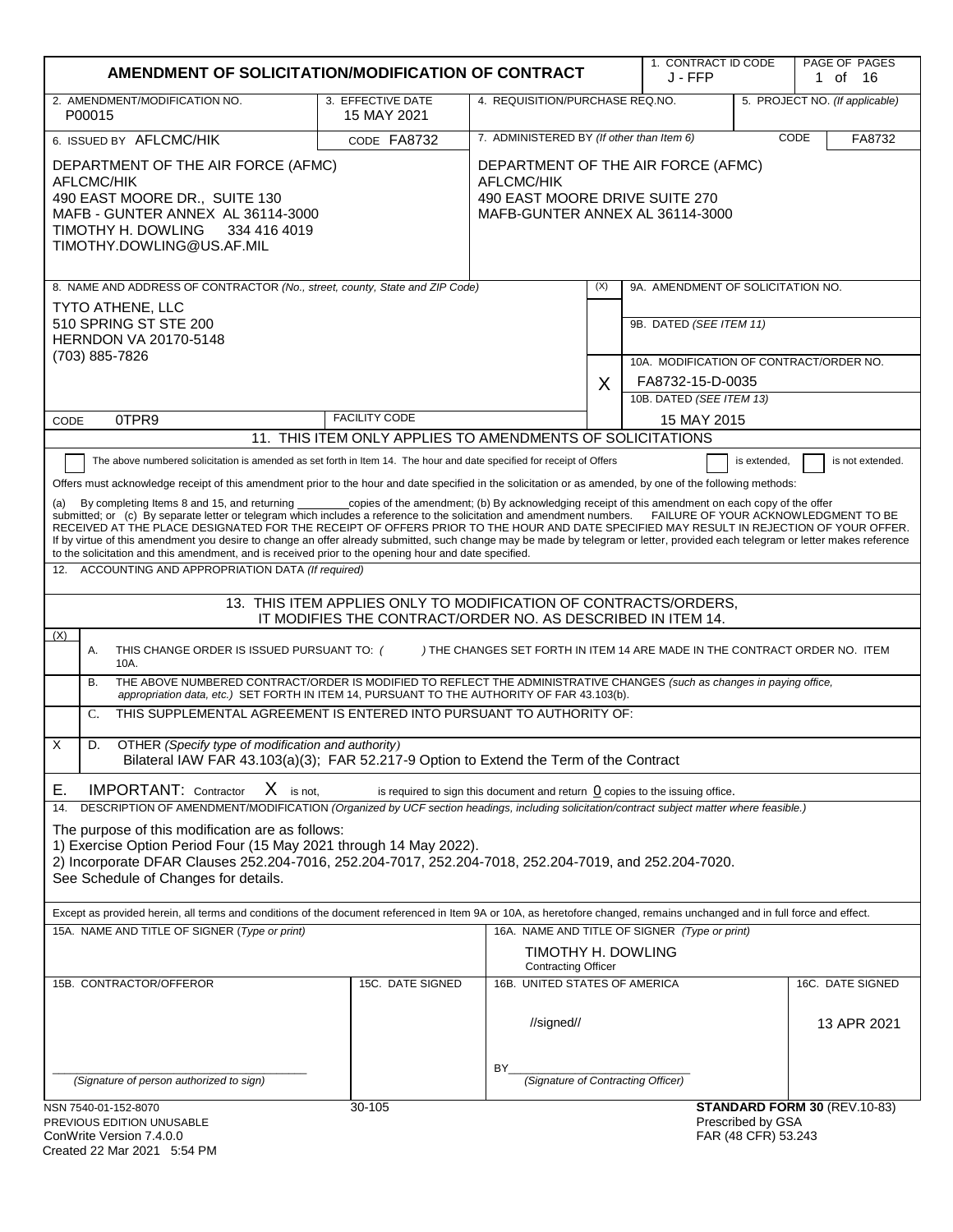# AMENDMENT OF SOLICITATION/MODIFICATION OF CONTRACT

| 1. CONTRACT ID CODE | PAGE OF PAGES |
|---|---|
| J - FFP | 1 of 16 |

| 2. AMENDMENT/MODIFICATION NO. | 3. EFFECTIVE DATE | 4. REQUISITION/PURCHASE REQ.NO. | 5. PROJECT NO. (If applicable) |
|---|---|---|---|
| P00015 | 15 MAY 2021 | | |

| 6. ISSUED BY AFLCMC/HIK CODE FA8732 | 7. ADMINISTERED BY (If other than Item 6) CODE FA8732 |
|---|---|
| DEPARTMENT OF THE AIR FORCE (AFMC)<br>AFLCMC/HIK<br>490 EAST MOORE DR., SUITE 130<br>MAFB - GUNTER ANNEX AL 36114-3000<br>TIMOTHY H. DOWLING 334 416 4019<br>TIMOTHY.DOWLING@US.AF.MIL | DEPARTMENT OF THE AIR FORCE (AFMC)<br>AFLCMC/HIK<br>490 EAST MOORE DRIVE SUITE 270<br>MAFB-GUNTER ANNEX AL 36114-3000 |

| 8. NAME AND ADDRESS OF CONTRACTOR (No., street, county, State and ZIP Code) | (X) | |
|---|---|---|
| TYTO ATHENE, LLC<br>510 SPRING ST STE 200<br>HERNDON VA 20170-5148<br>(703) 885-7826 | | 9A. AMENDMENT OF SOLICITATION NO. |
| | | 9B. DATED (SEE ITEM 11) |
| | X | 10A. MODIFICATION OF CONTRACT/ORDER NO.<br>FA8732-15-D-0035 |
| CODE 0TPR9 FACILITY CODE | | 10B. DATED (SEE ITEM 13)<br>15 MAY 2015 |

## 11. THIS ITEM ONLY APPLIES TO AMENDMENTS OF SOLICITATIONS

☐ The above numbered solicitation is amended as set forth in Item 14. The hour and date specified for receipt of Offers ☐ is extended, ☐ is not extended.

Offers must acknowledge receipt of this amendment prior to the hour and date specified in the solicitation or as amended, by one of the following methods:

(a) By completing Items 8 and 15, and returning ________copies of the amendment; (b) By acknowledging receipt of this amendment on each copy of the offer submitted; or (c) By separate letter or telegram which includes a reference to the solicitation and amendment numbers. FAILURE OF YOUR ACKNOWLEDGMENT TO BE RECEIVED AT THE PLACE DESIGNATED FOR THE RECEIPT OF OFFERS PRIOR TO THE HOUR AND DATE SPECIFIED MAY RESULT IN REJECTION OF YOUR OFFER. If by virtue of this amendment you desire to change an offer already submitted, such change may be made by telegram or letter, provided each telegram or letter makes reference to the solicitation and this amendment, and is received prior to the opening hour and date specified.

12. ACCOUNTING AND APPROPRIATION DATA (If required)

## 13. THIS ITEM APPLIES ONLY TO MODIFICATION OF CONTRACTS/ORDERS, IT MODIFIES THE CONTRACT/ORDER NO. AS DESCRIBED IN ITEM 14.

| (X) | |
|---|---|
| | A. THIS CHANGE ORDER IS ISSUED PURSUANT TO: ( ) THE CHANGES SET FORTH IN ITEM 14 ARE MADE IN THE CONTRACT ORDER NO. ITEM 10A. |
| | B. THE ABOVE NUMBERED CONTRACT/ORDER IS MODIFIED TO REFLECT THE ADMINISTRATIVE CHANGES (such as changes in paying office, appropriation data, etc.) SET FORTH IN ITEM 14, PURSUANT TO THE AUTHORITY OF FAR 43.103(b). |
| | C. THIS SUPPLEMENTAL AGREEMENT IS ENTERED INTO PURSUANT TO AUTHORITY OF: |
| X | D. OTHER (Specify type of modification and authority)<br>Bilateral IAW FAR 43.103(a)(3); FAR 52.217-9 Option to Extend the Term of the Contract |

E. IMPORTANT: Contractor X is not, is required to sign this document and return 0 copies to the issuing office.

14. DESCRIPTION OF AMENDMENT/MODIFICATION (Organized by UCF section headings, including solicitation/contract subject matter where feasible.)

The purpose of this modification are as follows:
1) Exercise Option Period Four (15 May 2021 through 14 May 2022).
2) Incorporate DFAR Clauses 252.204-7016, 252.204-7017, 252.204-7018, 252.204-7019, and 252.204-7020.
See Schedule of Changes for details.

Except as provided herein, all terms and conditions of the document referenced in Item 9A or 10A, as heretofore changed, remains unchanged and in full force and effect.

| 15A. NAME AND TITLE OF SIGNER (Type or print) | | 16A. NAME AND TITLE OF SIGNER (Type or print) | |
|---|---|---|---|
| | | TIMOTHY H. DOWLING<br>Contracting Officer | |
| 15B. CONTRACTOR/OFFEROR | 15C. DATE SIGNED | 16B. UNITED STATES OF AMERICA | 16C. DATE SIGNED |
| ____________________<br>(Signature of person authorized to sign) | | //signed//<br>BY____________________<br>(Signature of Contracting Officer) | 13 APR 2021 |

NSN 7540-01-152-8070
PREVIOUS EDITION UNUSABLE
ConWrite Version 7.4.0.0
Created 22 Mar 2021 5:54 PM

30-105

**STANDARD FORM 30** (REV.10-83)
Prescribed by GSA
FAR (48 CFR) 53.243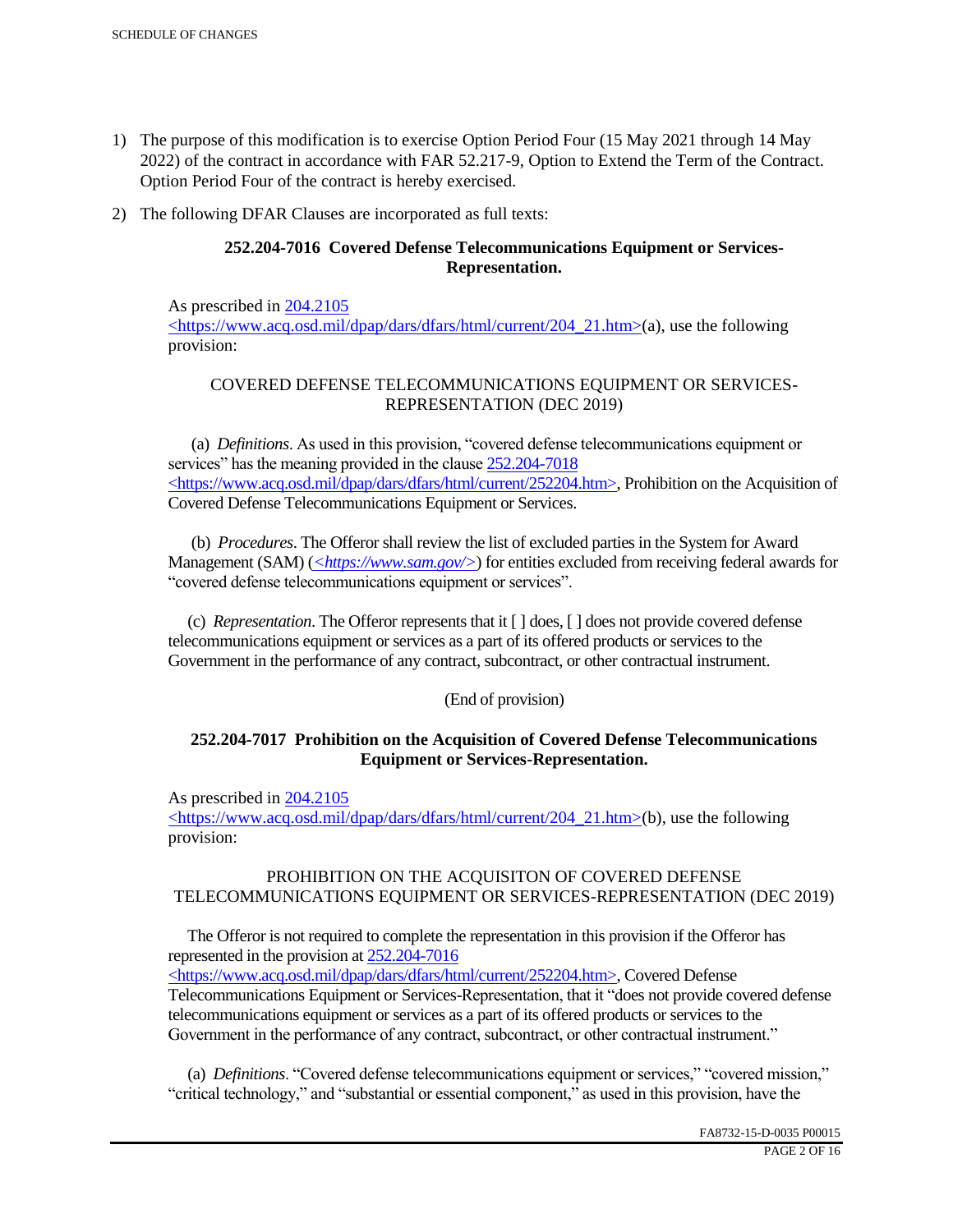1) The purpose of this modification is to exercise Option Period Four (15 May 2021 through 14 May 2022) of the contract in accordance with FAR 52.217-9, Option to Extend the Term of the Contract. Option Period Four of the contract is hereby exercised.

2) The following DFAR Clauses are incorporated as full texts:

**252.204-7016 Covered Defense Telecommunications Equipment or Services-Representation.**

As prescribed in 204.2105 <https://www.acq.osd.mil/dpap/dars/dfars/html/current/204_21.htm>(a), use the following provision:

COVERED DEFENSE TELECOMMUNICATIONS EQUIPMENT OR SERVICES-REPRESENTATION (DEC 2019)

(a) *Definitions*. As used in this provision, "covered defense telecommunications equipment or services" has the meaning provided in the clause 252.204-7018 <https://www.acq.osd.mil/dpap/dars/dfars/html/current/252204.htm>, Prohibition on the Acquisition of Covered Defense Telecommunications Equipment or Services.

(b) *Procedures*. The Offeror shall review the list of excluded parties in the System for Award Management (SAM) (*<https://www.sam.gov/>*) for entities excluded from receiving federal awards for "covered defense telecommunications equipment or services".

(c) *Representation*. The Offeror represents that it [ ] does, [ ] does not provide covered defense telecommunications equipment or services as a part of its offered products or services to the Government in the performance of any contract, subcontract, or other contractual instrument.

(End of provision)

**252.204-7017 Prohibition on the Acquisition of Covered Defense Telecommunications Equipment or Services-Representation.**

As prescribed in 204.2105 <https://www.acq.osd.mil/dpap/dars/dfars/html/current/204_21.htm>(b), use the following provision:

PROHIBITION ON THE ACQUISITON OF COVERED DEFENSE TELECOMMUNICATIONS EQUIPMENT OR SERVICES-REPRESENTATION (DEC 2019)

The Offeror is not required to complete the representation in this provision if the Offeror has represented in the provision at 252.204-7016 <https://www.acq.osd.mil/dpap/dars/dfars/html/current/252204.htm>, Covered Defense Telecommunications Equipment or Services-Representation, that it "does not provide covered defense telecommunications equipment or services as a part of its offered products or services to the Government in the performance of any contract, subcontract, or other contractual instrument."

(a) *Definitions*. "Covered defense telecommunications equipment or services," "covered mission," "critical technology," and "substantial or essential component," as used in this provision, have the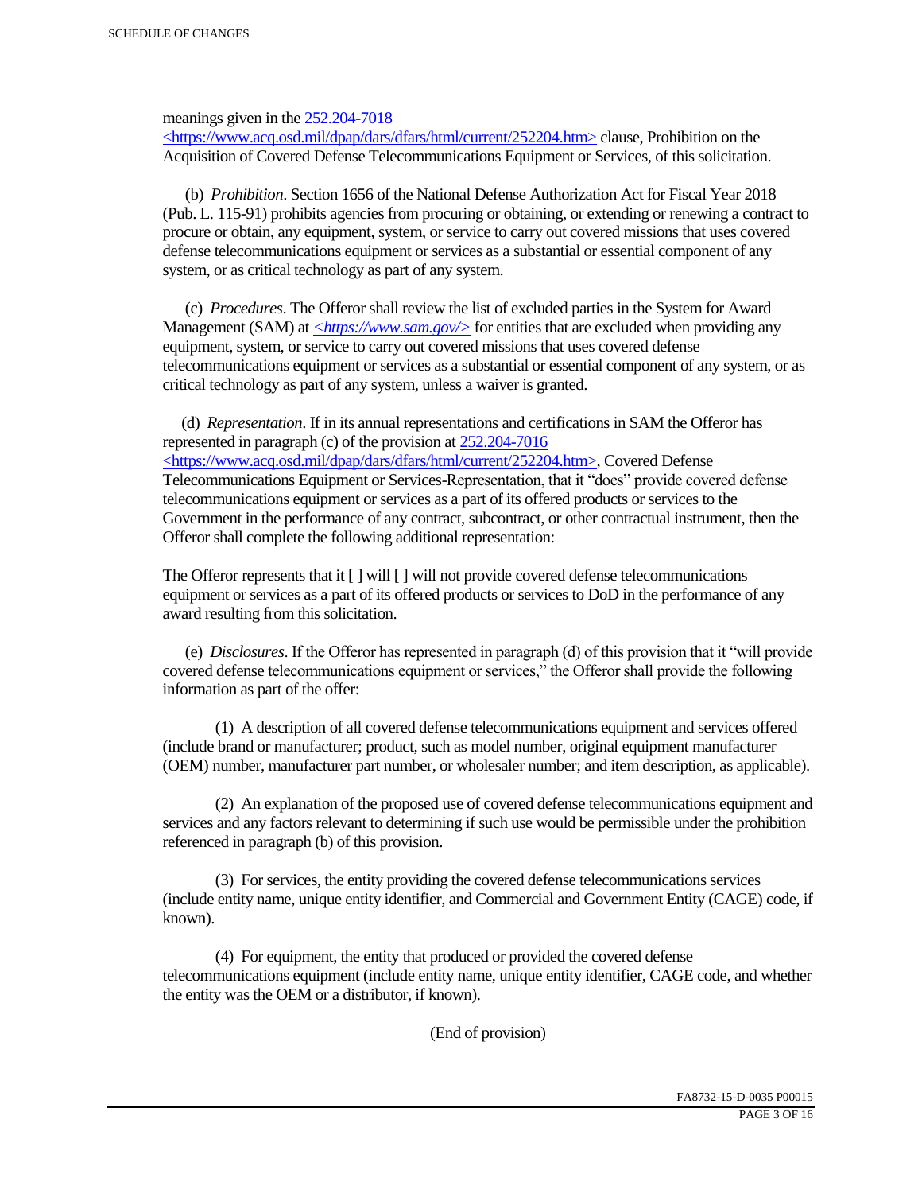meanings given in the [252.204-7018 <https://www.acq.osd.mil/dpap/dars/dfars/html/current/252204.htm>](https://www.acq.osd.mil/dpap/dars/dfars/html/current/252204.htm) clause, Prohibition on the Acquisition of Covered Defense Telecommunications Equipment or Services, of this solicitation.

(b) *Prohibition*. Section 1656 of the National Defense Authorization Act for Fiscal Year 2018 (Pub. L. 115-91) prohibits agencies from procuring or obtaining, or extending or renewing a contract to procure or obtain, any equipment, system, or service to carry out covered missions that uses covered defense telecommunications equipment or services as a substantial or essential component of any system, or as critical technology as part of any system.

(c) *Procedures*. The Offeror shall review the list of excluded parties in the System for Award Management (SAM) at [*<https://www.sam.gov/>*](https://www.sam.gov/) for entities that are excluded when providing any equipment, system, or service to carry out covered missions that uses covered defense telecommunications equipment or services as a substantial or essential component of any system, or as critical technology as part of any system, unless a waiver is granted.

(d) *Representation*. If in its annual representations and certifications in SAM the Offeror has represented in paragraph (c) of the provision at [252.204-7016 <https://www.acq.osd.mil/dpap/dars/dfars/html/current/252204.htm>](https://www.acq.osd.mil/dpap/dars/dfars/html/current/252204.htm), Covered Defense Telecommunications Equipment or Services-Representation, that it "does" provide covered defense telecommunications equipment or services as a part of its offered products or services to the Government in the performance of any contract, subcontract, or other contractual instrument, then the Offeror shall complete the following additional representation:

The Offeror represents that it [ ] will [ ] will not provide covered defense telecommunications equipment or services as a part of its offered products or services to DoD in the performance of any award resulting from this solicitation.

(e) *Disclosures*. If the Offeror has represented in paragraph (d) of this provision that it "will provide covered defense telecommunications equipment or services," the Offeror shall provide the following information as part of the offer:

(1) A description of all covered defense telecommunications equipment and services offered (include brand or manufacturer; product, such as model number, original equipment manufacturer (OEM) number, manufacturer part number, or wholesaler number; and item description, as applicable).

(2) An explanation of the proposed use of covered defense telecommunications equipment and services and any factors relevant to determining if such use would be permissible under the prohibition referenced in paragraph (b) of this provision.

(3) For services, the entity providing the covered defense telecommunications services (include entity name, unique entity identifier, and Commercial and Government Entity (CAGE) code, if known).

(4) For equipment, the entity that produced or provided the covered defense telecommunications equipment (include entity name, unique entity identifier, CAGE code, and whether the entity was the OEM or a distributor, if known).

(End of provision)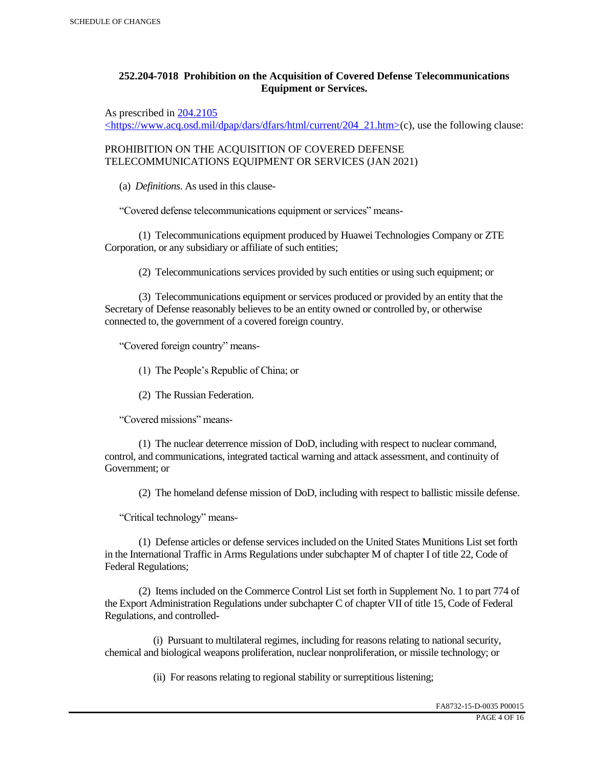**252.204-7018 Prohibition on the Acquisition of Covered Defense Telecommunications Equipment or Services.**

As prescribed in [204.2105 <https://www.acq.osd.mil/dpap/dars/dfars/html/current/204_21.htm>](https://www.acq.osd.mil/dpap/dars/dfars/html/current/204_21.htm)(c), use the following clause:

PROHIBITION ON THE ACQUISITION OF COVERED DEFENSE TELECOMMUNICATIONS EQUIPMENT OR SERVICES (JAN 2021)

(a) *Definitions*. As used in this clause-

"Covered defense telecommunications equipment or services" means-

(1) Telecommunications equipment produced by Huawei Technologies Company or ZTE Corporation, or any subsidiary or affiliate of such entities;

(2) Telecommunications services provided by such entities or using such equipment; or

(3) Telecommunications equipment or services produced or provided by an entity that the Secretary of Defense reasonably believes to be an entity owned or controlled by, or otherwise connected to, the government of a covered foreign country.

"Covered foreign country" means-

(1) The People's Republic of China; or

(2) The Russian Federation.

"Covered missions" means-

(1) The nuclear deterrence mission of DoD, including with respect to nuclear command, control, and communications, integrated tactical warning and attack assessment, and continuity of Government; or

(2) The homeland defense mission of DoD, including with respect to ballistic missile defense.

"Critical technology" means-

(1) Defense articles or defense services included on the United States Munitions List set forth in the International Traffic in Arms Regulations under subchapter M of chapter I of title 22, Code of Federal Regulations;

(2) Items included on the Commerce Control List set forth in Supplement No. 1 to part 774 of the Export Administration Regulations under subchapter C of chapter VII of title 15, Code of Federal Regulations, and controlled-

(i) Pursuant to multilateral regimes, including for reasons relating to national security, chemical and biological weapons proliferation, nuclear nonproliferation, or missile technology; or

(ii) For reasons relating to regional stability or surreptitious listening;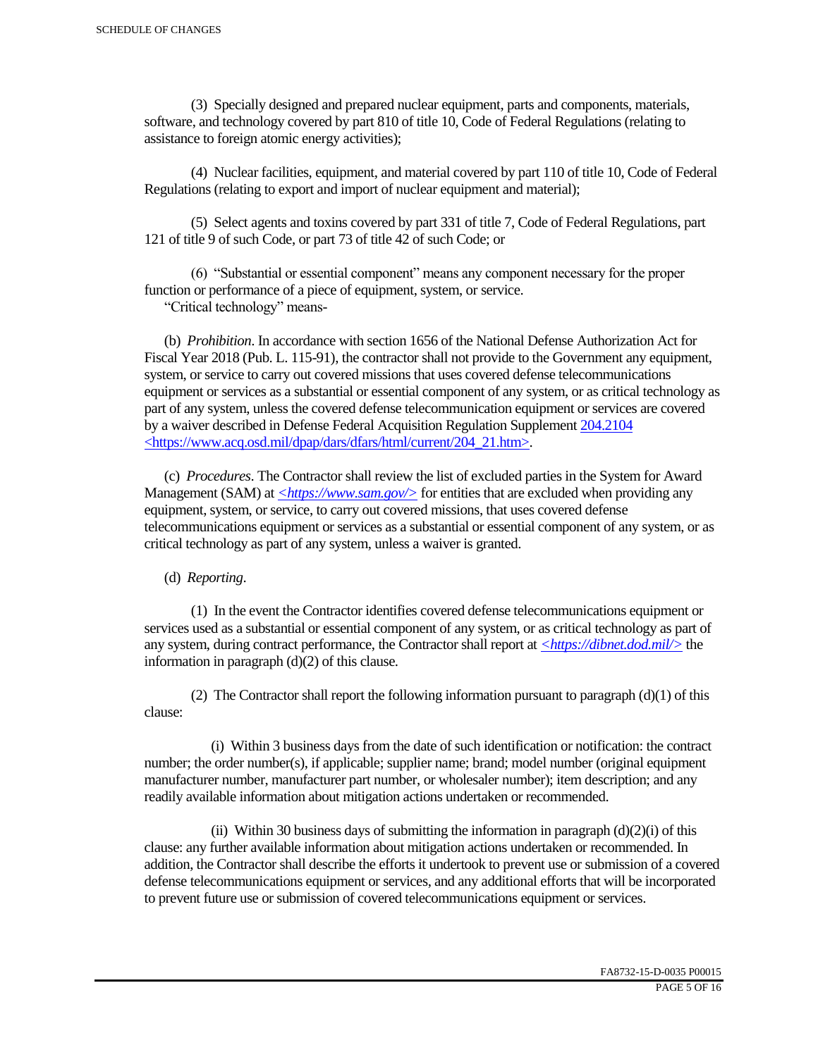(3) Specially designed and prepared nuclear equipment, parts and components, materials, software, and technology covered by part 810 of title 10, Code of Federal Regulations (relating to assistance to foreign atomic energy activities);

(4) Nuclear facilities, equipment, and material covered by part 110 of title 10, Code of Federal Regulations (relating to export and import of nuclear equipment and material);

(5) Select agents and toxins covered by part 331 of title 7, Code of Federal Regulations, part 121 of title 9 of such Code, or part 73 of title 42 of such Code; or

(6) "Substantial or essential component" means any component necessary for the proper function or performance of a piece of equipment, system, or service.

"Critical technology" means-

(b) *Prohibition*. In accordance with section 1656 of the National Defense Authorization Act for Fiscal Year 2018 (Pub. L. 115-91), the contractor shall not provide to the Government any equipment, system, or service to carry out covered missions that uses covered defense telecommunications equipment or services as a substantial or essential component of any system, or as critical technology as part of any system, unless the covered defense telecommunication equipment or services are covered by a waiver described in Defense Federal Acquisition Regulation Supplement 204.2104 <https://www.acq.osd.mil/dpap/dars/dfars/html/current/204_21.htm>.

(c) *Procedures*. The Contractor shall review the list of excluded parties in the System for Award Management (SAM) at *<https://www.sam.gov/>* for entities that are excluded when providing any equipment, system, or service, to carry out covered missions, that uses covered defense telecommunications equipment or services as a substantial or essential component of any system, or as critical technology as part of any system, unless a waiver is granted.

(d) *Reporting*.

(1) In the event the Contractor identifies covered defense telecommunications equipment or services used as a substantial or essential component of any system, or as critical technology as part of any system, during contract performance, the Contractor shall report at *<https://dibnet.dod.mil/>* the information in paragraph (d)(2) of this clause.

(2) The Contractor shall report the following information pursuant to paragraph (d)(1) of this clause:

(i) Within 3 business days from the date of such identification or notification: the contract number; the order number(s), if applicable; supplier name; brand; model number (original equipment manufacturer number, manufacturer part number, or wholesaler number); item description; and any readily available information about mitigation actions undertaken or recommended.

(ii) Within 30 business days of submitting the information in paragraph (d)(2)(i) of this clause: any further available information about mitigation actions undertaken or recommended. In addition, the Contractor shall describe the efforts it undertook to prevent use or submission of a covered defense telecommunications equipment or services, and any additional efforts that will be incorporated to prevent future use or submission of covered telecommunications equipment or services.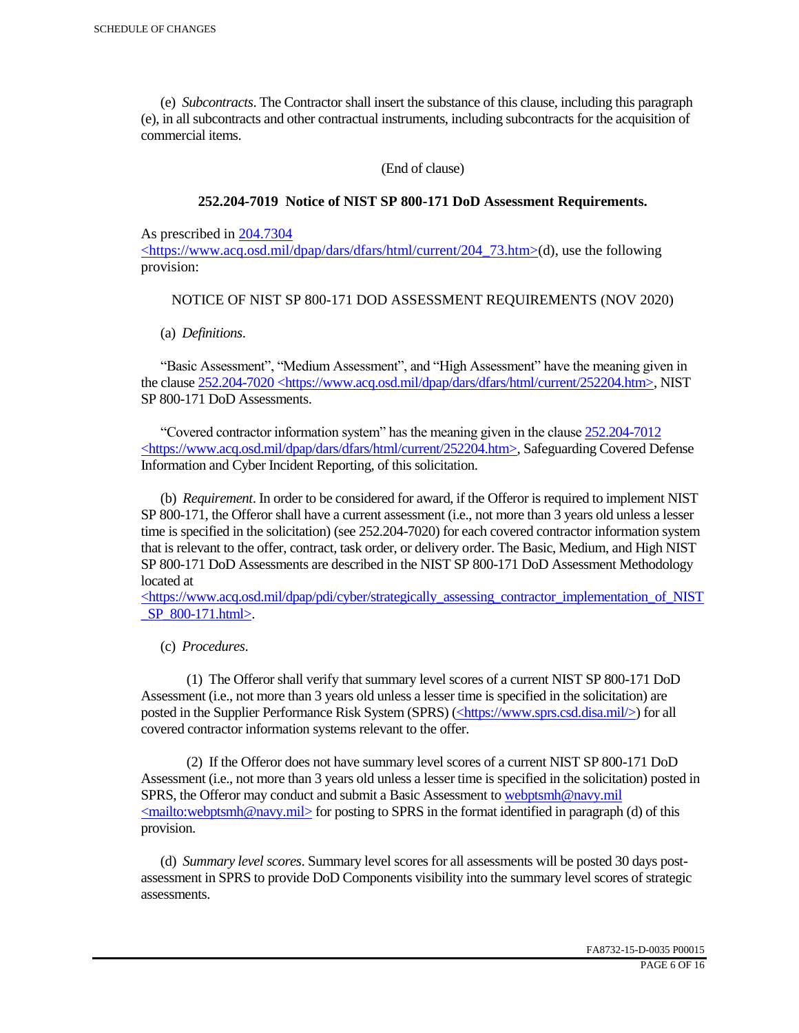(e) *Subcontracts*. The Contractor shall insert the substance of this clause, including this paragraph (e), in all subcontracts and other contractual instruments, including subcontracts for the acquisition of commercial items.

(End of clause)

### 252.204-7019 Notice of NIST SP 800-171 DoD Assessment Requirements.

As prescribed in 204.7304 <https://www.acq.osd.mil/dpap/dars/dfars/html/current/204_73.htm>(d), use the following provision:

NOTICE OF NIST SP 800-171 DOD ASSESSMENT REQUIREMENTS (NOV 2020)

(a) *Definitions*.

"Basic Assessment", "Medium Assessment", and "High Assessment" have the meaning given in the clause 252.204-7020 <https://www.acq.osd.mil/dpap/dars/dfars/html/current/252204.htm>, NIST SP 800-171 DoD Assessments.

"Covered contractor information system" has the meaning given in the clause 252.204-7012 <https://www.acq.osd.mil/dpap/dars/dfars/html/current/252204.htm>, Safeguarding Covered Defense Information and Cyber Incident Reporting, of this solicitation.

(b) *Requirement*. In order to be considered for award, if the Offeror is required to implement NIST SP 800-171, the Offeror shall have a current assessment (i.e., not more than 3 years old unless a lesser time is specified in the solicitation) (see 252.204-7020) for each covered contractor information system that is relevant to the offer, contract, task order, or delivery order. The Basic, Medium, and High NIST SP 800-171 DoD Assessments are described in the NIST SP 800-171 DoD Assessment Methodology located at <https://www.acq.osd.mil/dpap/pdi/cyber/strategically_assessing_contractor_implementation_of_NIST_SP_800-171.html>.

(c) *Procedures*.

(1) The Offeror shall verify that summary level scores of a current NIST SP 800-171 DoD Assessment (i.e., not more than 3 years old unless a lesser time is specified in the solicitation) are posted in the Supplier Performance Risk System (SPRS) (<https://www.sprs.csd.disa.mil/>) for all covered contractor information systems relevant to the offer.

(2) If the Offeror does not have summary level scores of a current NIST SP 800-171 DoD Assessment (i.e., not more than 3 years old unless a lesser time is specified in the solicitation) posted in SPRS, the Offeror may conduct and submit a Basic Assessment to webptsmh@navy.mil <mailto:webptsmh@navy.mil> for posting to SPRS in the format identified in paragraph (d) of this provision.

(d) *Summary level scores*. Summary level scores for all assessments will be posted 30 days post-assessment in SPRS to provide DoD Components visibility into the summary level scores of strategic assessments.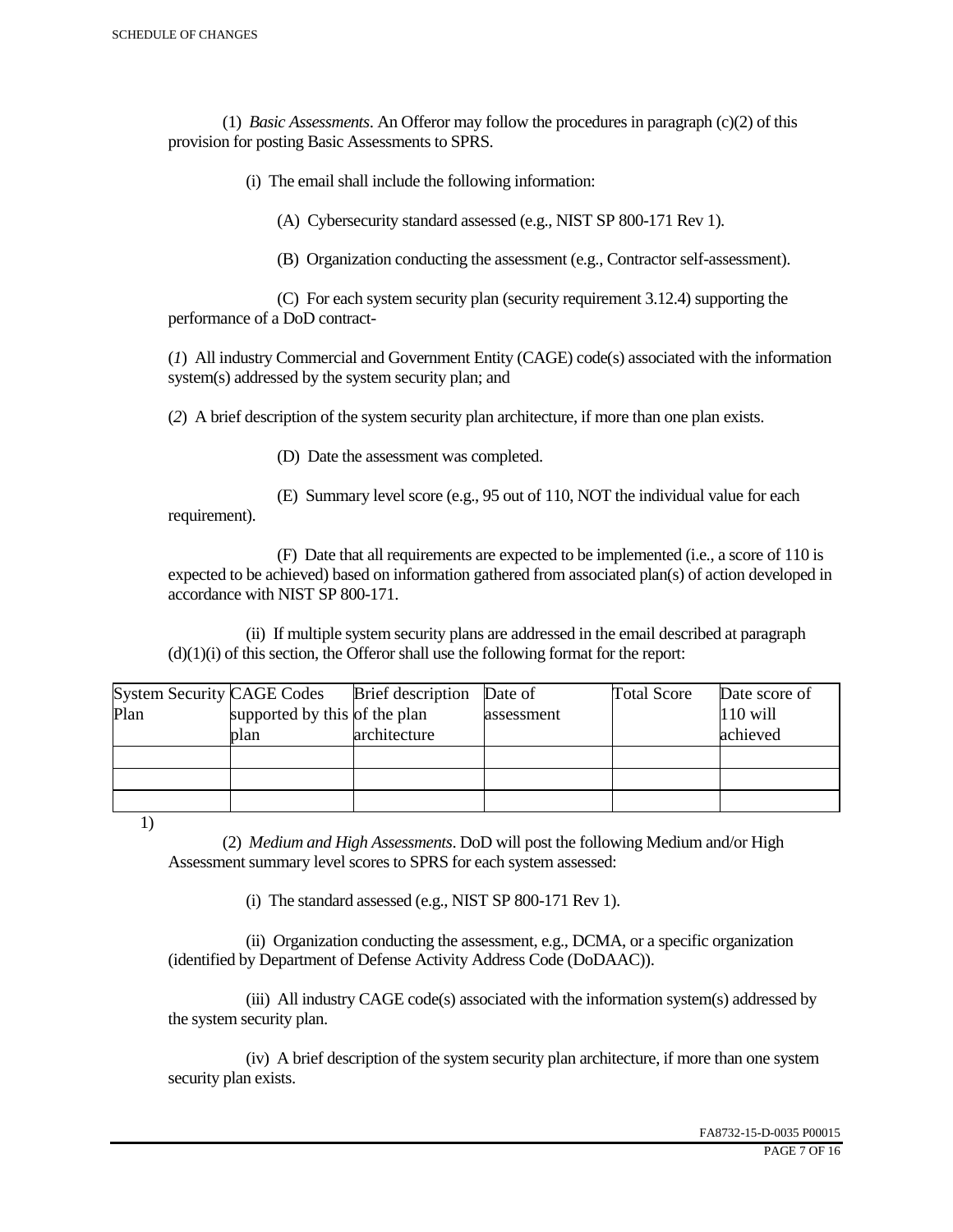(1) *Basic Assessments*. An Offeror may follow the procedures in paragraph (c)(2) of this provision for posting Basic Assessments to SPRS.

(i) The email shall include the following information:

(A) Cybersecurity standard assessed (e.g., NIST SP 800-171 Rev 1).

(B) Organization conducting the assessment (e.g., Contractor self-assessment).

(C) For each system security plan (security requirement 3.12.4) supporting the performance of a DoD contract-

(*1*) All industry Commercial and Government Entity (CAGE) code(s) associated with the information system(s) addressed by the system security plan; and

(*2*) A brief description of the system security plan architecture, if more than one plan exists.

(D) Date the assessment was completed.

(E) Summary level score (e.g., 95 out of 110, NOT the individual value for each requirement).

(F) Date that all requirements are expected to be implemented (i.e., a score of 110 is expected to be achieved) based on information gathered from associated plan(s) of action developed in accordance with NIST SP 800-171.

(ii) If multiple system security plans are addressed in the email described at paragraph (d)(1)(i) of this section, the Offeror shall use the following format for the report:

| System Security Plan | CAGE Codes supported by this plan | Brief description of the plan architecture | Date of assessment | Total Score | Date score of 110 will achieved |
|---|---|---|---|---|---|
| | | | | | |
| | | | | | |
| | | | | | |

1)

(2) *Medium and High Assessments*. DoD will post the following Medium and/or High Assessment summary level scores to SPRS for each system assessed:

(i) The standard assessed (e.g., NIST SP 800-171 Rev 1).

(ii) Organization conducting the assessment, e.g., DCMA, or a specific organization (identified by Department of Defense Activity Address Code (DoDAAC)).

(iii) All industry CAGE code(s) associated with the information system(s) addressed by the system security plan.

(iv) A brief description of the system security plan architecture, if more than one system security plan exists.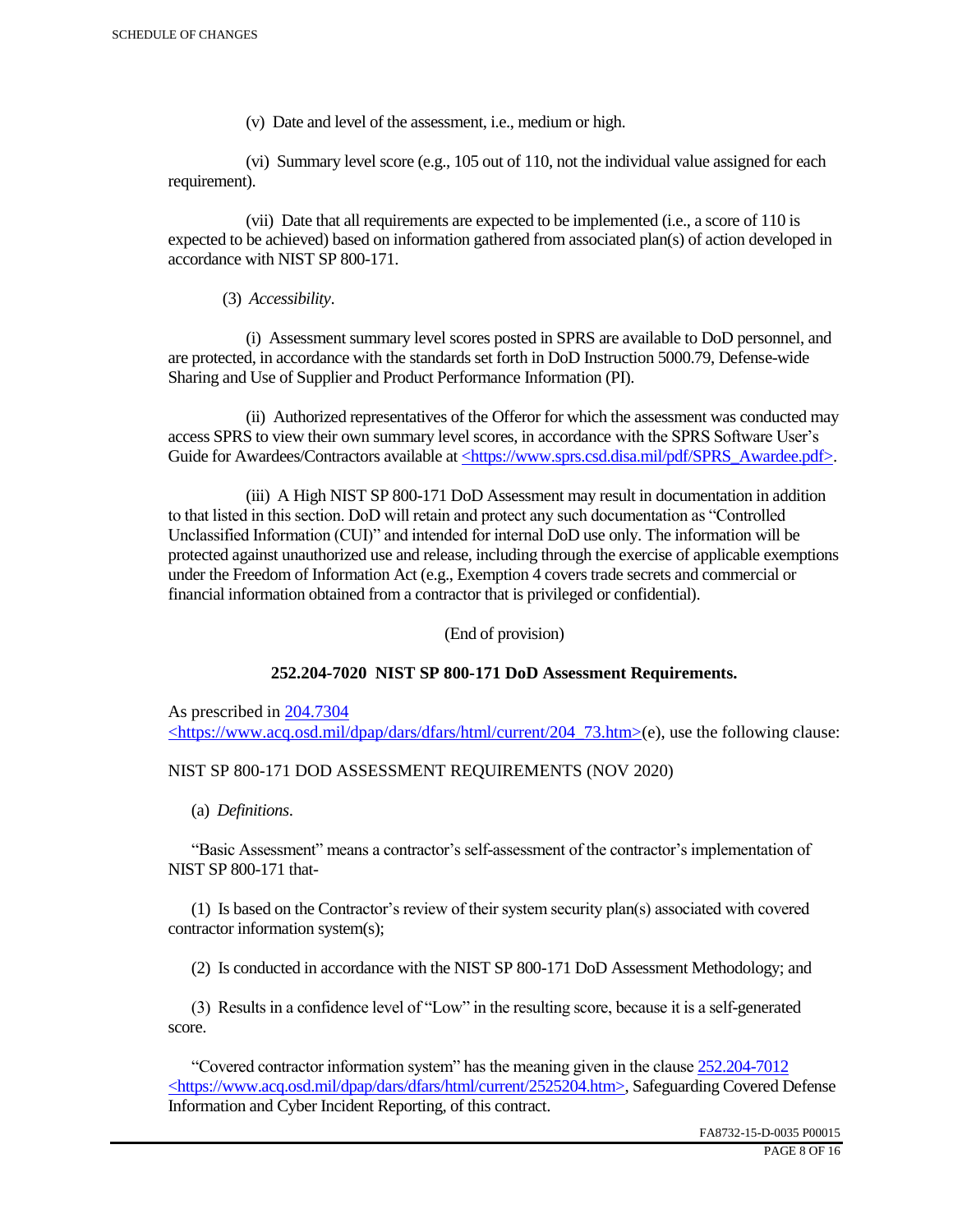(v) Date and level of the assessment, i.e., medium or high.

(vi) Summary level score (e.g., 105 out of 110, not the individual value assigned for each requirement).

(vii) Date that all requirements are expected to be implemented (i.e., a score of 110 is expected to be achieved) based on information gathered from associated plan(s) of action developed in accordance with NIST SP 800-171.

(3) *Accessibility*.

(i) Assessment summary level scores posted in SPRS are available to DoD personnel, and are protected, in accordance with the standards set forth in DoD Instruction 5000.79, Defense-wide Sharing and Use of Supplier and Product Performance Information (PI).

(ii) Authorized representatives of the Offeror for which the assessment was conducted may access SPRS to view their own summary level scores, in accordance with the SPRS Software User's Guide for Awardees/Contractors available at <https://www.sprs.csd.disa.mil/pdf/SPRS_Awardee.pdf>.

(iii) A High NIST SP 800-171 DoD Assessment may result in documentation in addition to that listed in this section. DoD will retain and protect any such documentation as "Controlled Unclassified Information (CUI)" and intended for internal DoD use only. The information will be protected against unauthorized use and release, including through the exercise of applicable exemptions under the Freedom of Information Act (e.g., Exemption 4 covers trade secrets and commercial or financial information obtained from a contractor that is privileged or confidential).

(End of provision)

**252.204-7020 NIST SP 800-171 DoD Assessment Requirements.**

As prescribed in 204.7304 <https://www.acq.osd.mil/dpap/dars/dfars/html/current/204_73.htm>(e), use the following clause:

NIST SP 800-171 DOD ASSESSMENT REQUIREMENTS (NOV 2020)

(a) *Definitions*.

"Basic Assessment" means a contractor's self-assessment of the contractor's implementation of NIST SP 800-171 that-

(1) Is based on the Contractor's review of their system security plan(s) associated with covered contractor information system(s);

(2) Is conducted in accordance with the NIST SP 800-171 DoD Assessment Methodology; and

(3) Results in a confidence level of "Low" in the resulting score, because it is a self-generated score.

"Covered contractor information system" has the meaning given in the clause 252.204-7012 <https://www.acq.osd.mil/dpap/dars/dfars/html/current/2525204.htm>, Safeguarding Covered Defense Information and Cyber Incident Reporting, of this contract.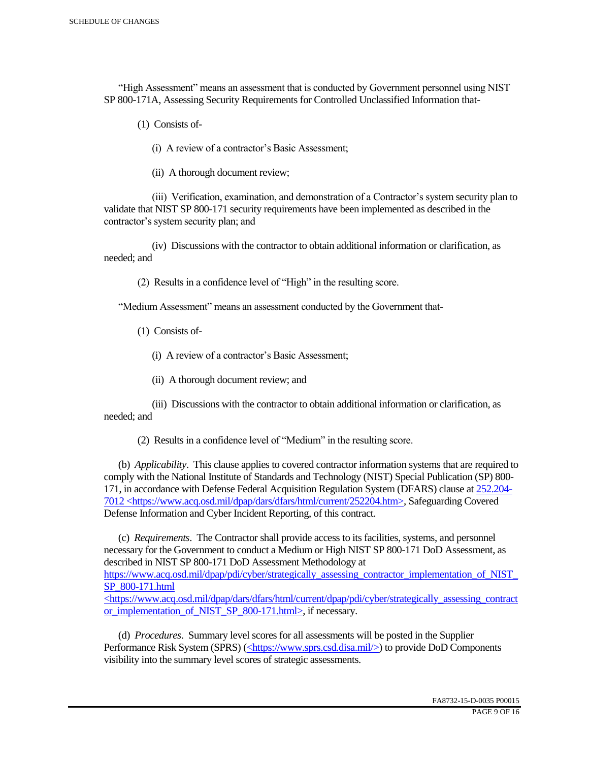"High Assessment" means an assessment that is conducted by Government personnel using NIST SP 800-171A, Assessing Security Requirements for Controlled Unclassified Information that-

(1) Consists of-

(i) A review of a contractor's Basic Assessment;

(ii) A thorough document review;

(iii) Verification, examination, and demonstration of a Contractor's system security plan to validate that NIST SP 800-171 security requirements have been implemented as described in the contractor's system security plan; and

(iv) Discussions with the contractor to obtain additional information or clarification, as needed; and

(2) Results in a confidence level of "High" in the resulting score.

"Medium Assessment" means an assessment conducted by the Government that-

(1) Consists of-

(i) A review of a contractor's Basic Assessment;

(ii) A thorough document review; and

(iii) Discussions with the contractor to obtain additional information or clarification, as needed; and

(2) Results in a confidence level of "Medium" in the resulting score.

(b) *Applicability*. This clause applies to covered contractor information systems that are required to comply with the National Institute of Standards and Technology (NIST) Special Publication (SP) 800-171, in accordance with Defense Federal Acquisition Regulation System (DFARS) clause at 252.204-7012 <https://www.acq.osd.mil/dpap/dars/dfars/html/current/252204.htm>, Safeguarding Covered Defense Information and Cyber Incident Reporting, of this contract.

(c) *Requirements*. The Contractor shall provide access to its facilities, systems, and personnel necessary for the Government to conduct a Medium or High NIST SP 800-171 DoD Assessment, as described in NIST SP 800-171 DoD Assessment Methodology at https://www.acq.osd.mil/dpap/pdi/cyber/strategically_assessing_contractor_implementation_of_NIST_SP_800-171.html <https://www.acq.osd.mil/dpap/dars/dfars/html/current/dpap/pdi/cyber/strategically_assessing_contractor_implementation_of_NIST_SP_800-171.html>, if necessary.

(d) *Procedures*. Summary level scores for all assessments will be posted in the Supplier Performance Risk System (SPRS) (<https://www.sprs.csd.disa.mil/>) to provide DoD Components visibility into the summary level scores of strategic assessments.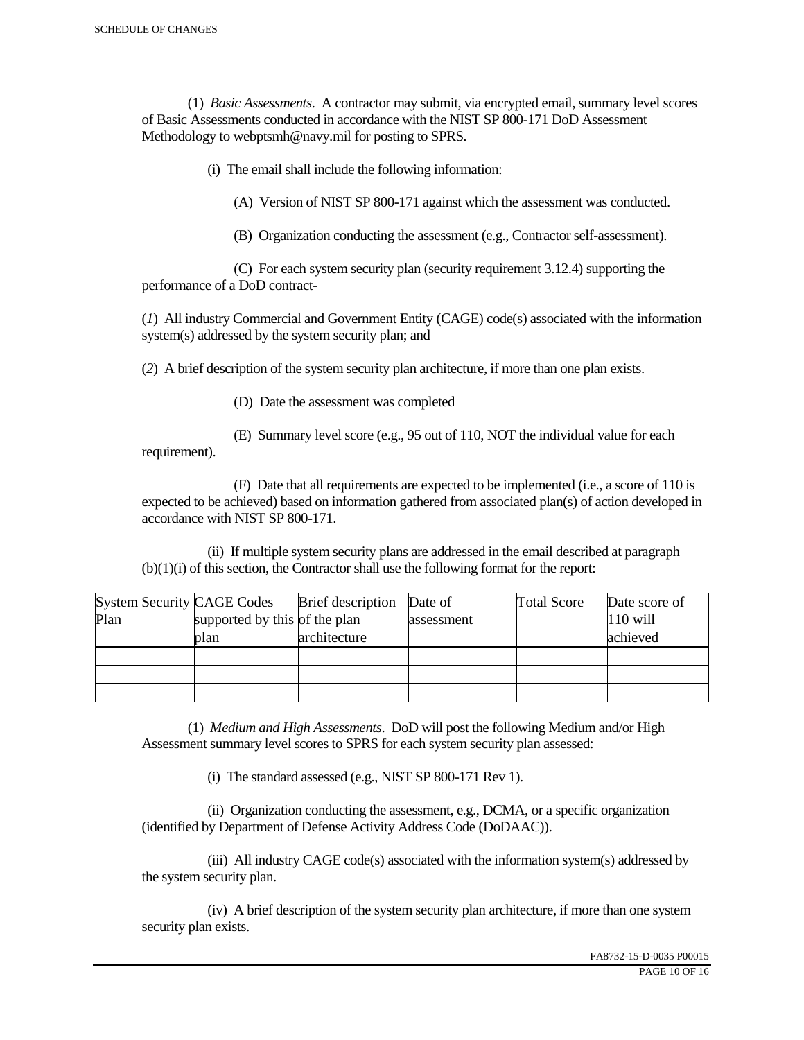(1) *Basic Assessments*. A contractor may submit, via encrypted email, summary level scores of Basic Assessments conducted in accordance with the NIST SP 800-171 DoD Assessment Methodology to webptsmh@navy.mil for posting to SPRS.

(i) The email shall include the following information:

(A) Version of NIST SP 800-171 against which the assessment was conducted.

(B) Organization conducting the assessment (e.g., Contractor self-assessment).

(C) For each system security plan (security requirement 3.12.4) supporting the performance of a DoD contract-

(*1*) All industry Commercial and Government Entity (CAGE) code(s) associated with the information system(s) addressed by the system security plan; and

(*2*) A brief description of the system security plan architecture, if more than one plan exists.

(D) Date the assessment was completed

(E) Summary level score (e.g., 95 out of 110, NOT the individual value for each requirement).

(F) Date that all requirements are expected to be implemented (i.e., a score of 110 is expected to be achieved) based on information gathered from associated plan(s) of action developed in accordance with NIST SP 800-171.

(ii) If multiple system security plans are addressed in the email described at paragraph (b)(1)(i) of this section, the Contractor shall use the following format for the report:

| System Security Plan | CAGE Codes supported by this plan | Brief description of the plan architecture | Date of assessment | Total Score | Date score of 110 will achieved |
|---|---|---|---|---|---|
| | | | | | |
| | | | | | |
| | | | | | |

(1) *Medium and High Assessments*. DoD will post the following Medium and/or High Assessment summary level scores to SPRS for each system security plan assessed:

(i) The standard assessed (e.g., NIST SP 800-171 Rev 1).

(ii) Organization conducting the assessment, e.g., DCMA, or a specific organization (identified by Department of Defense Activity Address Code (DoDAAC)).

(iii) All industry CAGE code(s) associated with the information system(s) addressed by the system security plan.

(iv) A brief description of the system security plan architecture, if more than one system security plan exists.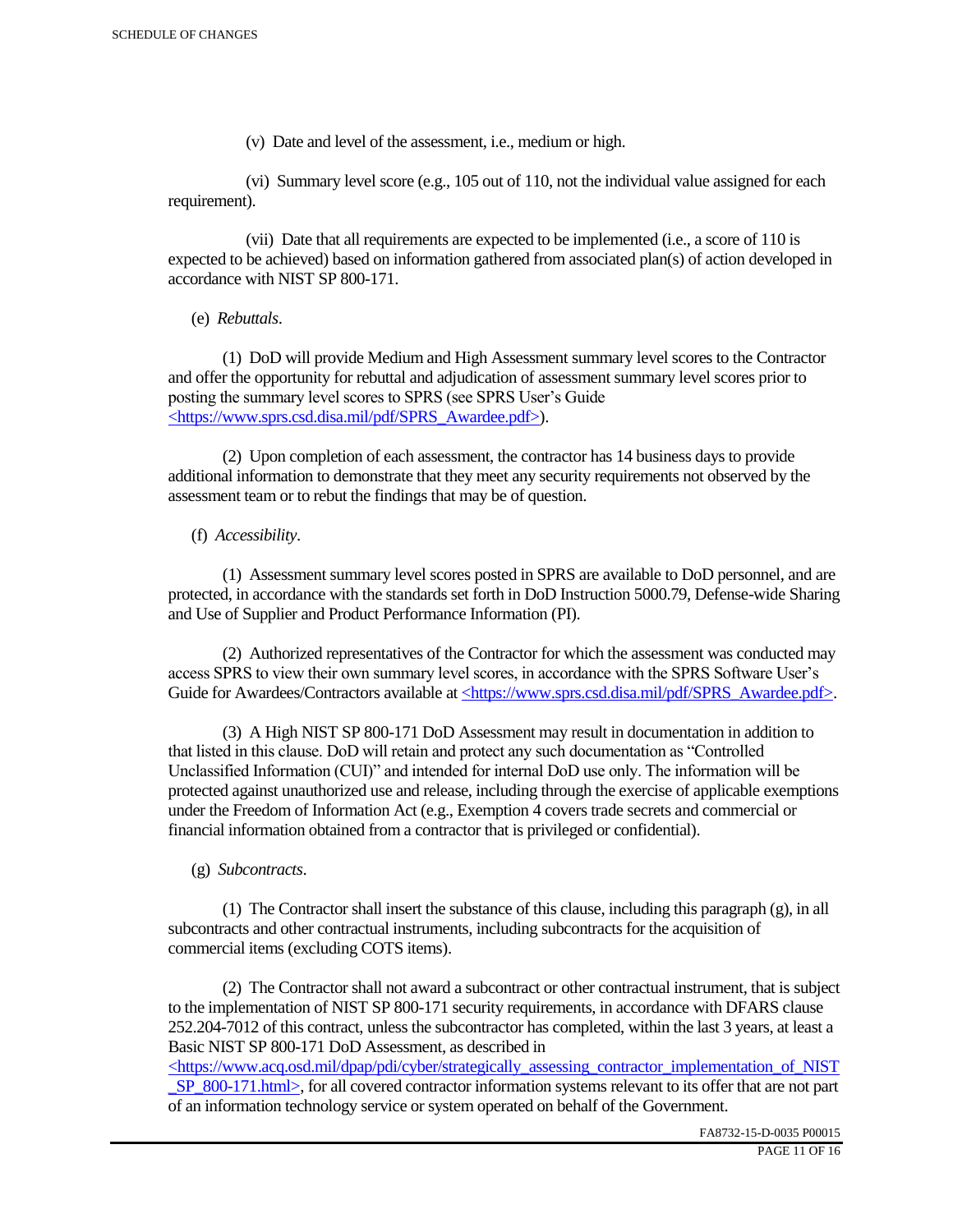(v) Date and level of the assessment, i.e., medium or high.

(vi) Summary level score (e.g., 105 out of 110, not the individual value assigned for each requirement).

(vii) Date that all requirements are expected to be implemented (i.e., a score of 110 is expected to be achieved) based on information gathered from associated plan(s) of action developed in accordance with NIST SP 800-171.

(e) *Rebuttals*.

(1) DoD will provide Medium and High Assessment summary level scores to the Contractor and offer the opportunity for rebuttal and adjudication of assessment summary level scores prior to posting the summary level scores to SPRS (see SPRS User's Guide <https://www.sprs.csd.disa.mil/pdf/SPRS_Awardee.pdf>).

(2) Upon completion of each assessment, the contractor has 14 business days to provide additional information to demonstrate that they meet any security requirements not observed by the assessment team or to rebut the findings that may be of question.

(f) *Accessibility*.

(1) Assessment summary level scores posted in SPRS are available to DoD personnel, and are protected, in accordance with the standards set forth in DoD Instruction 5000.79, Defense-wide Sharing and Use of Supplier and Product Performance Information (PI).

(2) Authorized representatives of the Contractor for which the assessment was conducted may access SPRS to view their own summary level scores, in accordance with the SPRS Software User's Guide for Awardees/Contractors available at <https://www.sprs.csd.disa.mil/pdf/SPRS_Awardee.pdf>.

(3) A High NIST SP 800-171 DoD Assessment may result in documentation in addition to that listed in this clause. DoD will retain and protect any such documentation as "Controlled Unclassified Information (CUI)" and intended for internal DoD use only. The information will be protected against unauthorized use and release, including through the exercise of applicable exemptions under the Freedom of Information Act (e.g., Exemption 4 covers trade secrets and commercial or financial information obtained from a contractor that is privileged or confidential).

(g) *Subcontracts*.

(1) The Contractor shall insert the substance of this clause, including this paragraph (g), in all subcontracts and other contractual instruments, including subcontracts for the acquisition of commercial items (excluding COTS items).

(2) The Contractor shall not award a subcontract or other contractual instrument, that is subject to the implementation of NIST SP 800-171 security requirements, in accordance with DFARS clause 252.204-7012 of this contract, unless the subcontractor has completed, within the last 3 years, at least a Basic NIST SP 800-171 DoD Assessment, as described in <https://www.acq.osd.mil/dpap/pdi/cyber/strategically_assessing_contractor_implementation_of_NIST_SP_800-171.html>, for all covered contractor information systems relevant to its offer that are not part of an information technology service or system operated on behalf of the Government.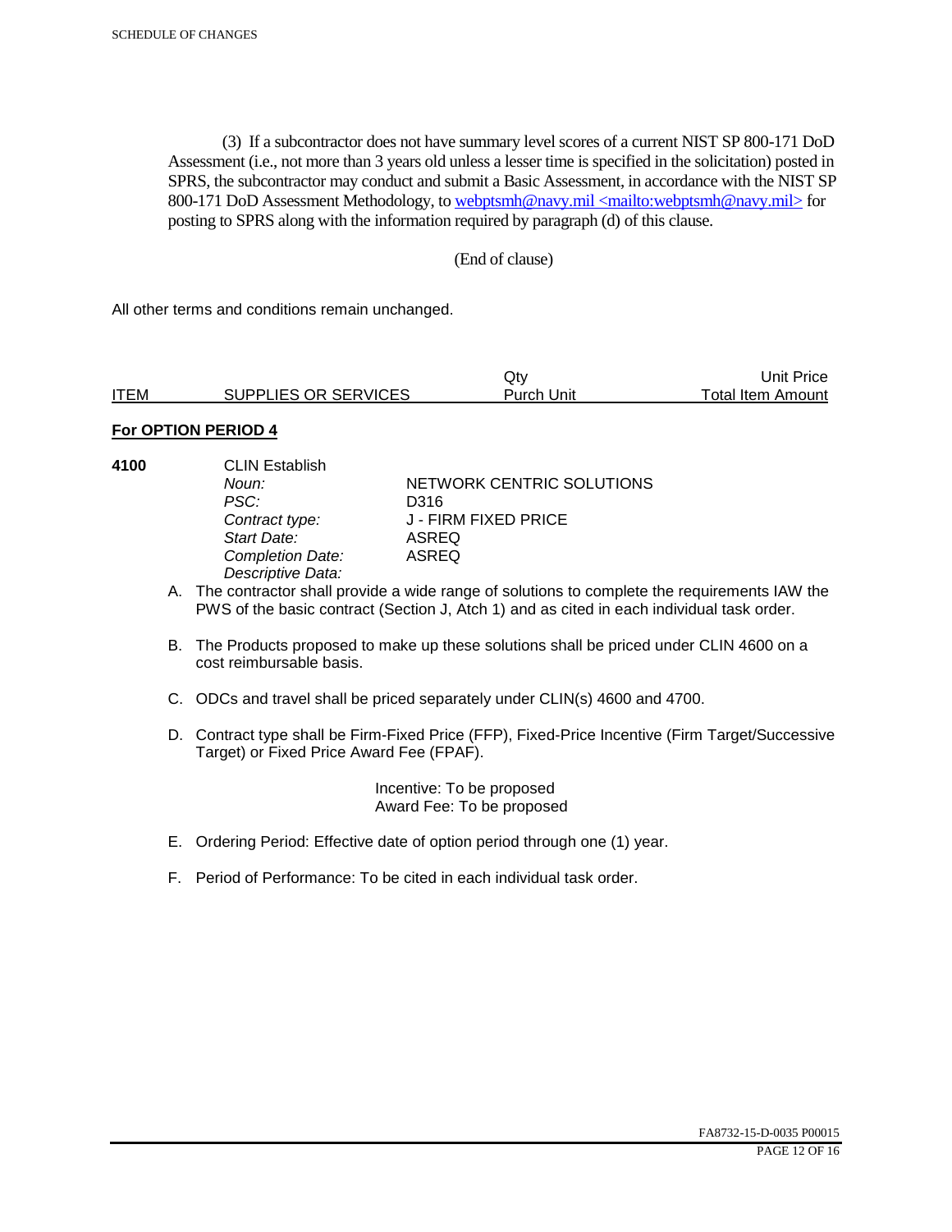(3) If a subcontractor does not have summary level scores of a current NIST SP 800-171 DoD Assessment (i.e., not more than 3 years old unless a lesser time is specified in the solicitation) posted in SPRS, the subcontractor may conduct and submit a Basic Assessment, in accordance with the NIST SP 800-171 DoD Assessment Methodology, to webptsmh@navy.mil <mailto:webptsmh@navy.mil> for posting to SPRS along with the information required by paragraph (d) of this clause.

(End of clause)

All other terms and conditions remain unchanged.

| ITEM | SUPPLIES OR SERVICES | Qty<br>Purch Unit | Unit Price<br>Total Item Amount |
|---|---|---|---|

**For OPTION PERIOD 4**

**4100** CLIN Establish

| | |
|---|---|
| *Noun:* | NETWORK CENTRIC SOLUTIONS |
| *PSC:* | D316 |
| *Contract type:* | J - FIRM FIXED PRICE |
| *Start Date:* | ASREQ |
| *Completion Date:* | ASREQ |
| *Descriptive Data:* | |

A. The contractor shall provide a wide range of solutions to complete the requirements IAW the PWS of the basic contract (Section J, Atch 1) and as cited in each individual task order.

B. The Products proposed to make up these solutions shall be priced under CLIN 4600 on a cost reimbursable basis.

C. ODCs and travel shall be priced separately under CLIN(s) 4600 and 4700.

D. Contract type shall be Firm-Fixed Price (FFP), Fixed-Price Incentive (Firm Target/Successive Target) or Fixed Price Award Fee (FPAF).

Incentive: To be proposed
Award Fee: To be proposed

E. Ordering Period: Effective date of option period through one (1) year.

F. Period of Performance: To be cited in each individual task order.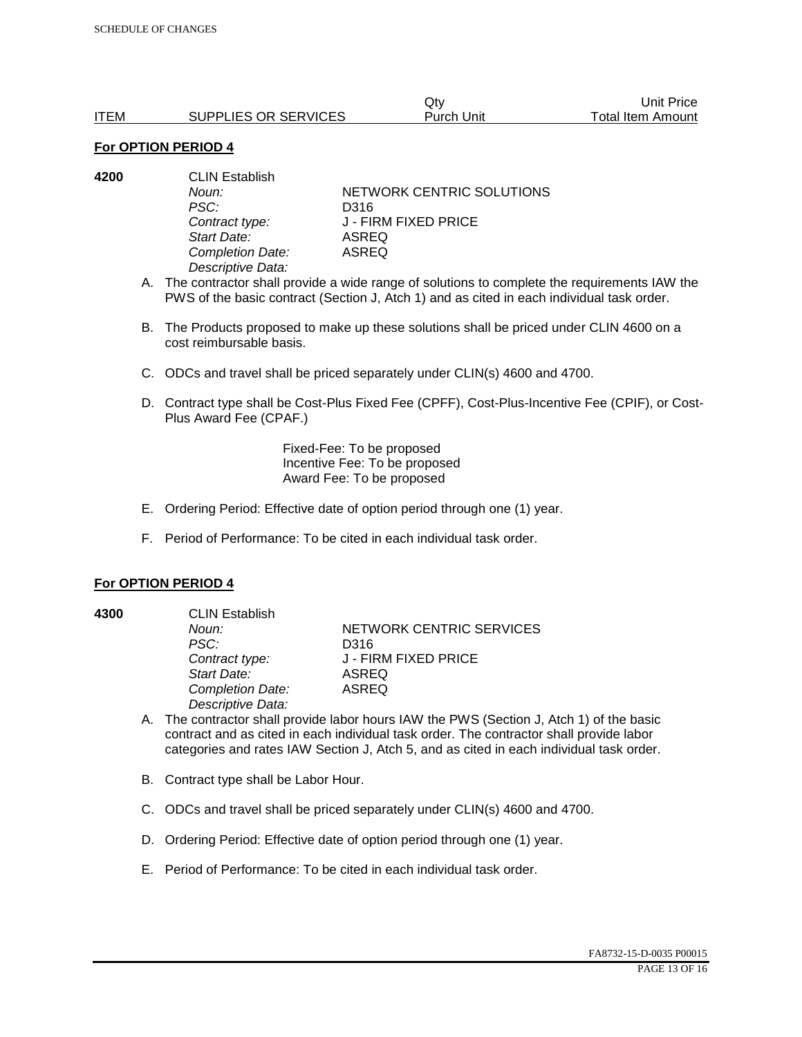| ITEM | SUPPLIES OR SERVICES | Qty<br>Purch Unit | Unit Price<br>Total Item Amount |
|---|---|---|---|

**For OPTION PERIOD 4**

**4200** CLIN Establish

*Noun:* NETWORK CENTRIC SOLUTIONS
*PSC:* D316
*Contract type:* J - FIRM FIXED PRICE
*Start Date:* ASREQ
*Completion Date:* ASREQ
*Descriptive Data:*

A. The contractor shall provide a wide range of solutions to complete the requirements IAW the PWS of the basic contract (Section J, Atch 1) and as cited in each individual task order.

B. The Products proposed to make up these solutions shall be priced under CLIN 4600 on a cost reimbursable basis.

C. ODCs and travel shall be priced separately under CLIN(s) 4600 and 4700.

D. Contract type shall be Cost-Plus Fixed Fee (CPFF), Cost-Plus-Incentive Fee (CPIF), or Cost-Plus Award Fee (CPAF.)

Fixed-Fee: To be proposed
Incentive Fee: To be proposed
Award Fee: To be proposed

E. Ordering Period: Effective date of option period through one (1) year.

F. Period of Performance: To be cited in each individual task order.

**For OPTION PERIOD 4**

**4300** CLIN Establish

*Noun:* NETWORK CENTRIC SERVICES
*PSC:* D316
*Contract type:* J - FIRM FIXED PRICE
*Start Date:* ASREQ
*Completion Date:* ASREQ
*Descriptive Data:*

A. The contractor shall provide labor hours IAW the PWS (Section J, Atch 1) of the basic contract and as cited in each individual task order. The contractor shall provide labor categories and rates IAW Section J, Atch 5, and as cited in each individual task order.

B. Contract type shall be Labor Hour.

C. ODCs and travel shall be priced separately under CLIN(s) 4600 and 4700.

D. Ordering Period: Effective date of option period through one (1) year.

E. Period of Performance: To be cited in each individual task order.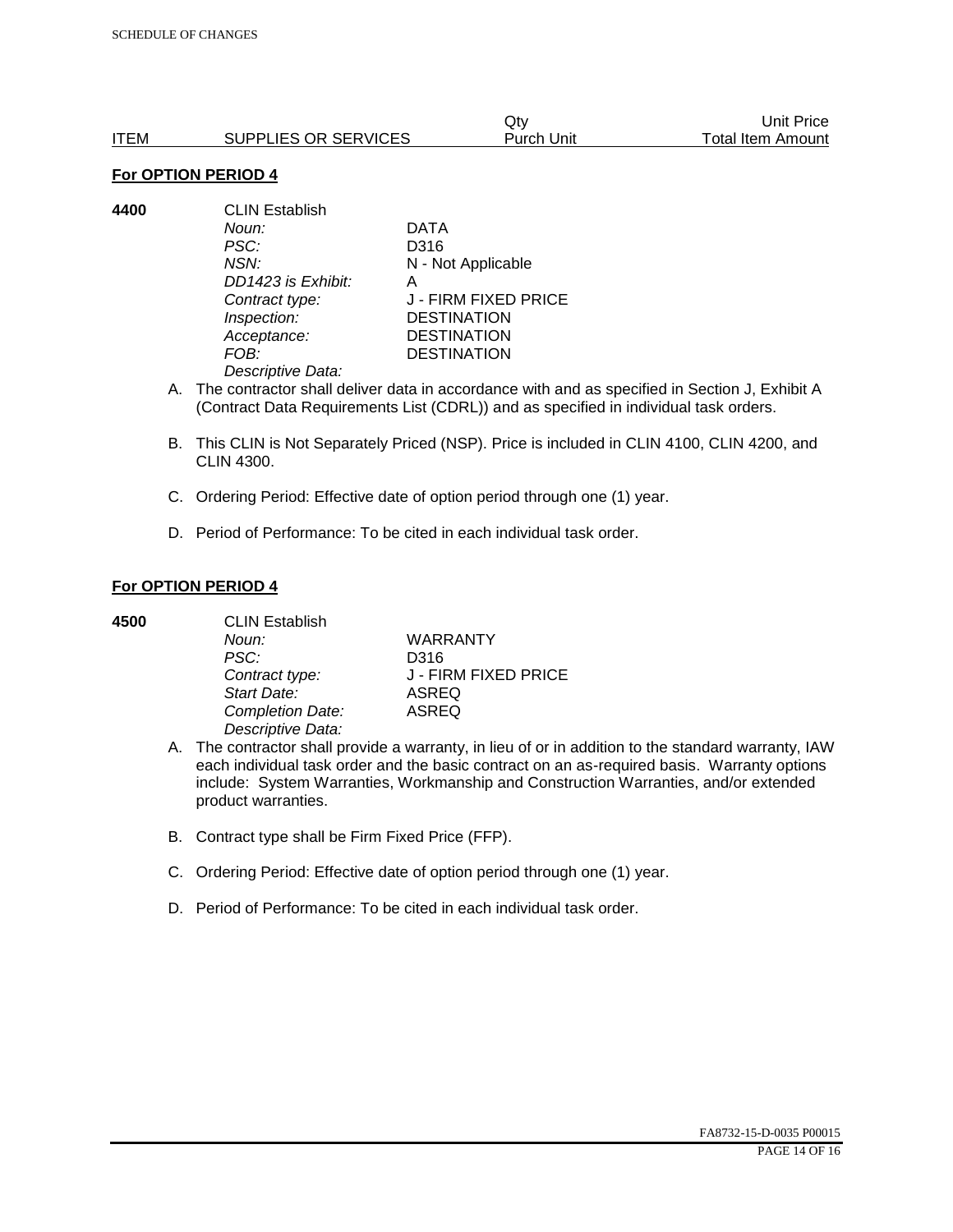| ITEM | SUPPLIES OR SERVICES | Qty Purch Unit | Unit Price Total Item Amount |
|---|---|---|---|

**For OPTION PERIOD 4**

**4400** CLIN Establish

| | |
|---|---|
| *Noun:* | DATA |
| *PSC:* | D316 |
| *NSN:* | N - Not Applicable |
| *DD1423 is Exhibit:* | A |
| *Contract type:* | J - FIRM FIXED PRICE |
| *Inspection:* | DESTINATION |
| *Acceptance:* | DESTINATION |
| *FOB:* | DESTINATION |
| *Descriptive Data:* | |

A. The contractor shall deliver data in accordance with and as specified in Section J, Exhibit A (Contract Data Requirements List (CDRL)) and as specified in individual task orders.

B. This CLIN is Not Separately Priced (NSP). Price is included in CLIN 4100, CLIN 4200, and CLIN 4300.

C. Ordering Period: Effective date of option period through one (1) year.

D. Period of Performance: To be cited in each individual task order.

**For OPTION PERIOD 4**

**4500** CLIN Establish

| | |
|---|---|
| *Noun:* | WARRANTY |
| *PSC:* | D316 |
| *Contract type:* | J - FIRM FIXED PRICE |
| *Start Date:* | ASREQ |
| *Completion Date:* | ASREQ |
| *Descriptive Data:* | |

A. The contractor shall provide a warranty, in lieu of or in addition to the standard warranty, IAW each individual task order and the basic contract on an as-required basis. Warranty options include: System Warranties, Workmanship and Construction Warranties, and/or extended product warranties.

B. Contract type shall be Firm Fixed Price (FFP).

C. Ordering Period: Effective date of option period through one (1) year.

D. Period of Performance: To be cited in each individual task order.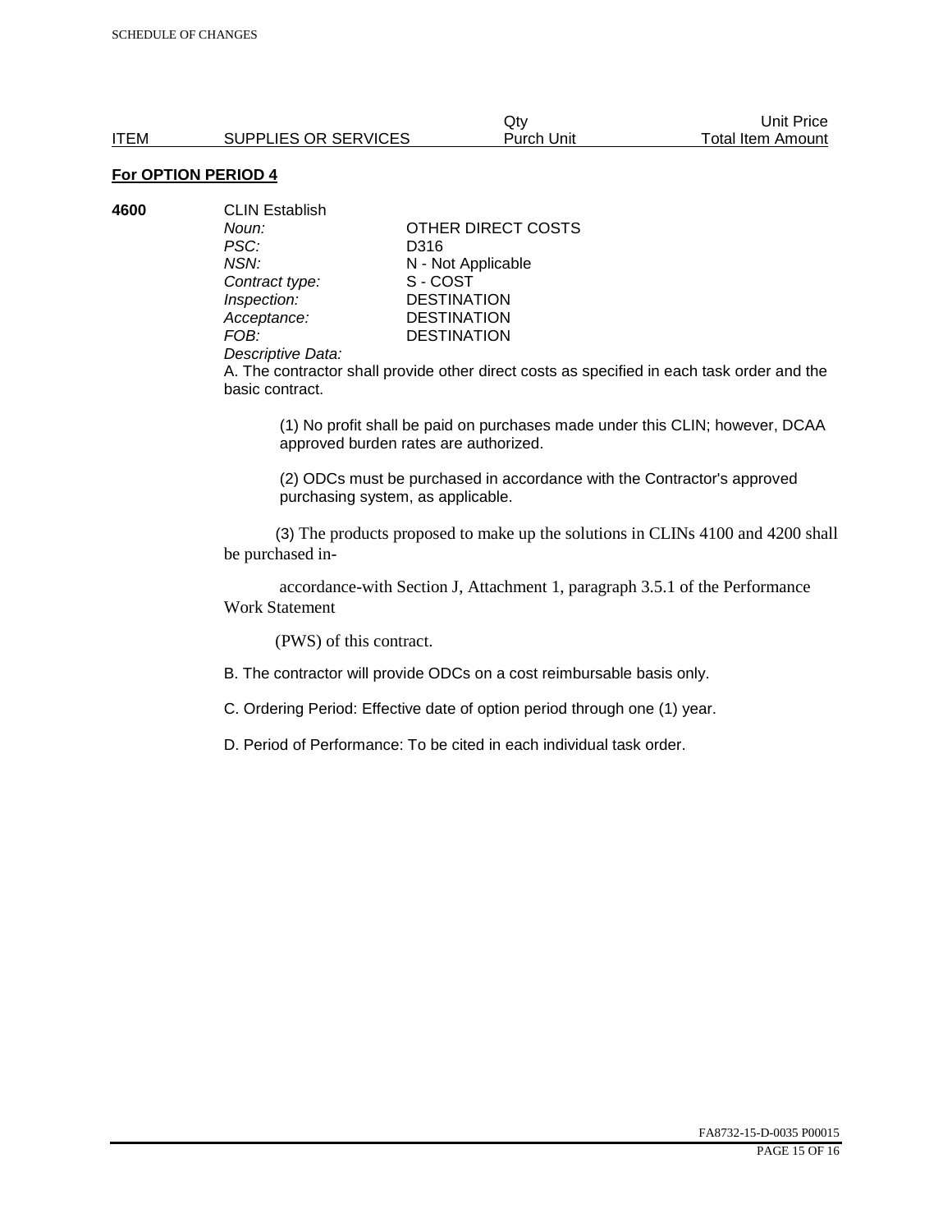| ITEM | SUPPLIES OR SERVICES | Qty<br>Purch Unit | Unit Price<br>Total Item Amount |
|---|---|---|---|

**For OPTION PERIOD 4**

**4600** CLIN Establish

*Noun:* OTHER DIRECT COSTS
*PSC:* D316
*NSN:* N - Not Applicable
*Contract type:* S - COST
*Inspection:* DESTINATION
*Acceptance:* DESTINATION
*FOB:* DESTINATION
*Descriptive Data:*

A. The contractor shall provide other direct costs as specified in each task order and the basic contract.

(1) No profit shall be paid on purchases made under this CLIN; however, DCAA approved burden rates are authorized.

(2) ODCs must be purchased in accordance with the Contractor's approved purchasing system, as applicable.

(3) The products proposed to make up the solutions in CLINs 4100 and 4200 shall be purchased in-

accordance-with Section J, Attachment 1, paragraph 3.5.1 of the Performance Work Statement

(PWS) of this contract.

B. The contractor will provide ODCs on a cost reimbursable basis only.

C. Ordering Period: Effective date of option period through one (1) year.

D. Period of Performance: To be cited in each individual task order.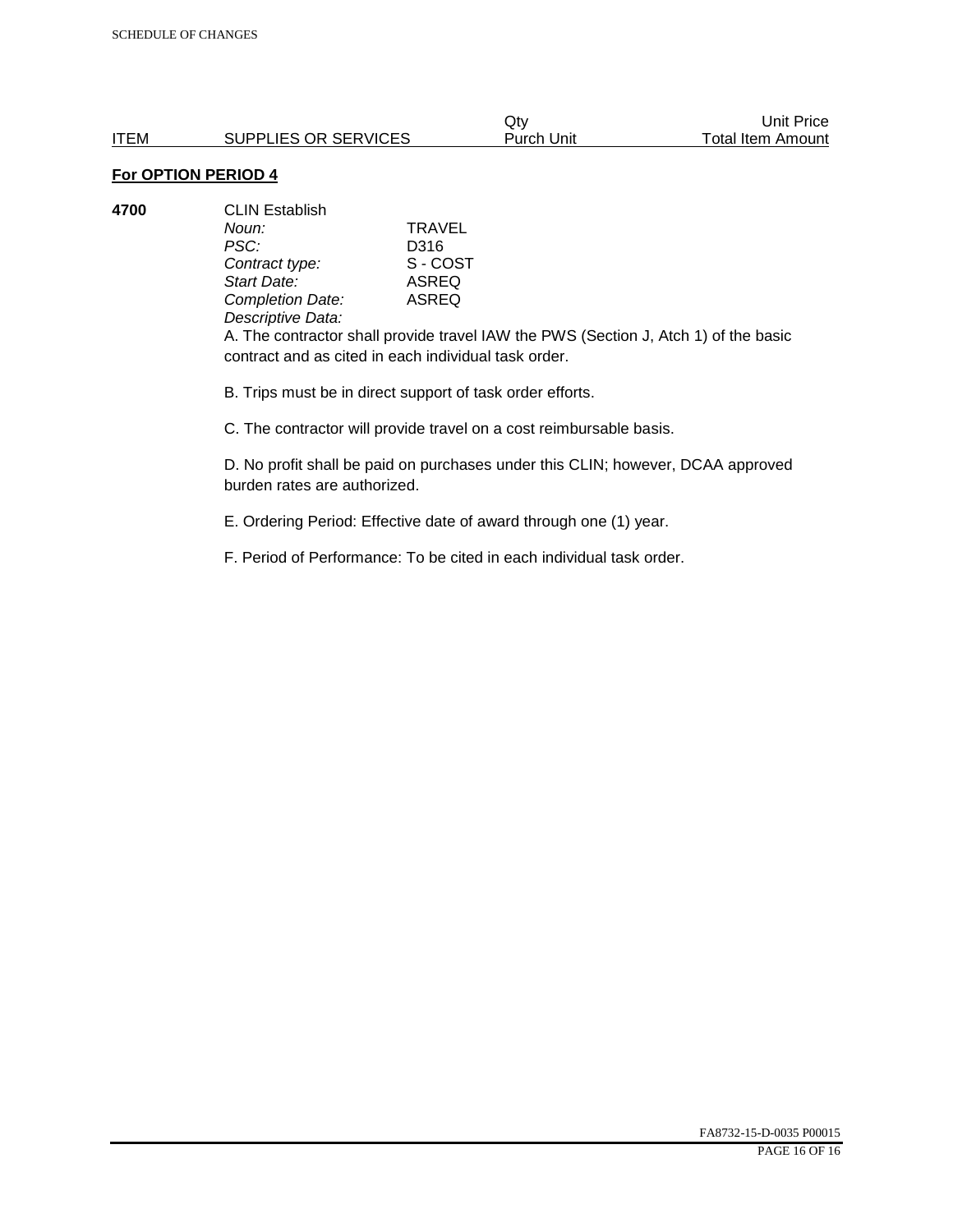| ITEM | SUPPLIES OR SERVICES | Qty Purch Unit | Unit Price Total Item Amount |
|---|---|---|---|

**For OPTION PERIOD 4**

**4700** CLIN Establish

*Noun:* TRAVEL
*PSC:* D316
*Contract type:* S - COST
*Start Date:* ASREQ
*Completion Date:* ASREQ
*Descriptive Data:*

A. The contractor shall provide travel IAW the PWS (Section J, Atch 1) of the basic contract and as cited in each individual task order.

B. Trips must be in direct support of task order efforts.

C. The contractor will provide travel on a cost reimbursable basis.

D. No profit shall be paid on purchases under this CLIN; however, DCAA approved burden rates are authorized.

E. Ordering Period: Effective date of award through one (1) year.

F. Period of Performance: To be cited in each individual task order.